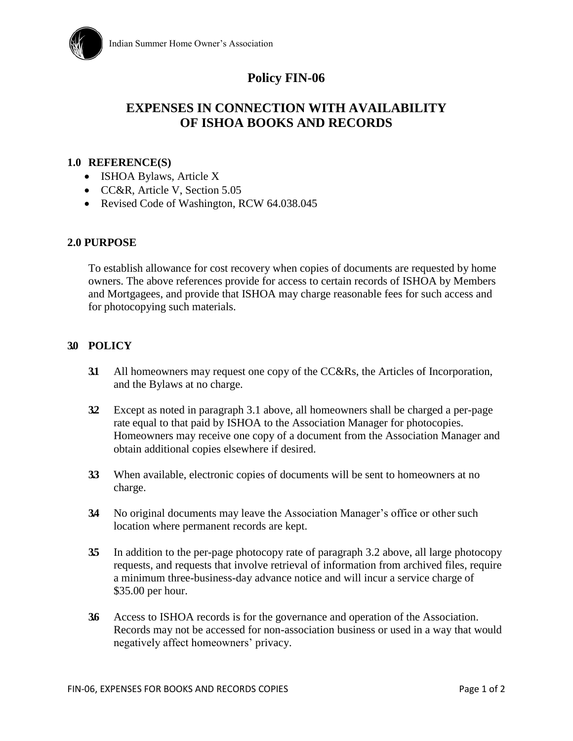Indian Summer Home Owner's Association

# Policy FIN-06

## EXPENSES IN CONNECTION WITH AVAILABILITY OF ISHOA BOOKS AND RECORDS

### 1.0 REFERENCE(S)

- ISHOA Bylaws, Article X
- CC&R, Article V, Section 5.05
- Revised Code of Washington, RCW 64.038.045

### 2.0 PURPOSE

To establish allowance for cost recovery when copies of documents are requested by home owners. The above references provide for access to certain records of ISHOA by Members and Mortgagees, and provide that ISHOA may charge reasonable fees for such access and for photocopying such materials.

### 3.0 POLICY

**3.1** All homeowners may request one copy of the CC&Rs, the Articles of Incorporation, and the Bylaws at no charge.

**3.2** Except as noted in paragraph 3.1 above, all homeowners shall be charged a per-page rate equal to that paid by ISHOA to the Association Manager for photocopies. Homeowners may receive one copy of a document from the Association Manager and obtain additional copies elsewhere if desired.

**3.3** When available, electronic copies of documents will be sent to homeowners at no charge.

**3.4** No original documents may leave the Association Manager's office or other such location where permanent records are kept.

**3.5** In addition to the per-page photocopy rate of paragraph 3.2 above, all large photocopy requests, and requests that involve retrieval of information from archived files, require a minimum three-business-day advance notice and will incur a service charge of $35.00 per hour.

**3.6** Access to ISHOA records is for the governance and operation of the Association. Records may not be accessed for non-association business or used in a way that would negatively affect homeowners' privacy.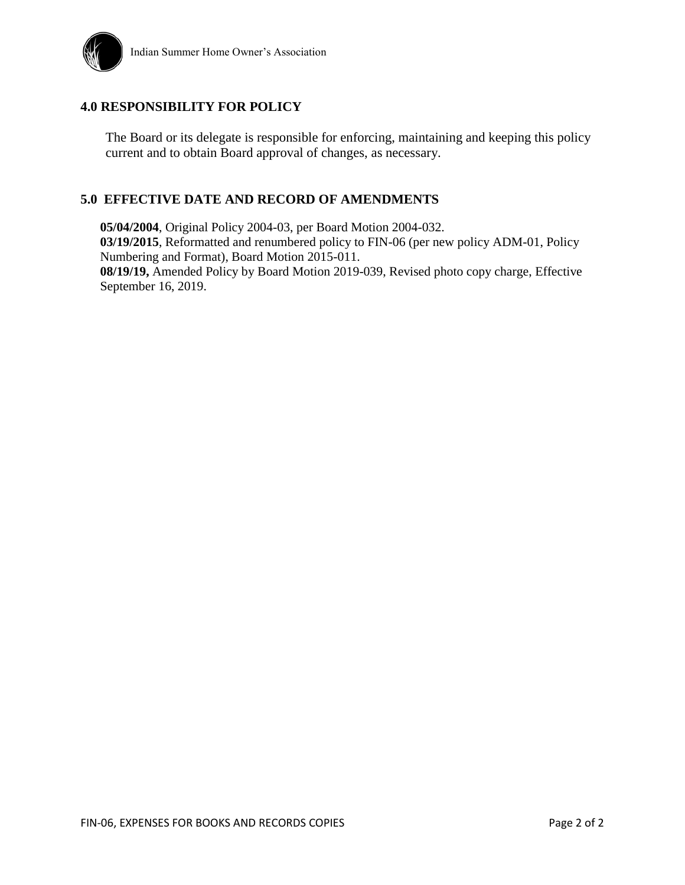## 4.0 RESPONSIBILITY FOR POLICY

The Board or its delegate is responsible for enforcing, maintaining and keeping this policy current and to obtain Board approval of changes, as necessary.

## 5.0 EFFECTIVE DATE AND RECORD OF AMENDMENTS

**05/04/2004**, Original Policy 2004-03, per Board Motion 2004-032.
**03/19/2015**, Reformatted and renumbered policy to FIN-06 (per new policy ADM-01, Policy Numbering and Format), Board Motion 2015-011.
**08/19/19,** Amended Policy by Board Motion 2019-039, Revised photo copy charge, Effective September 16, 2019.